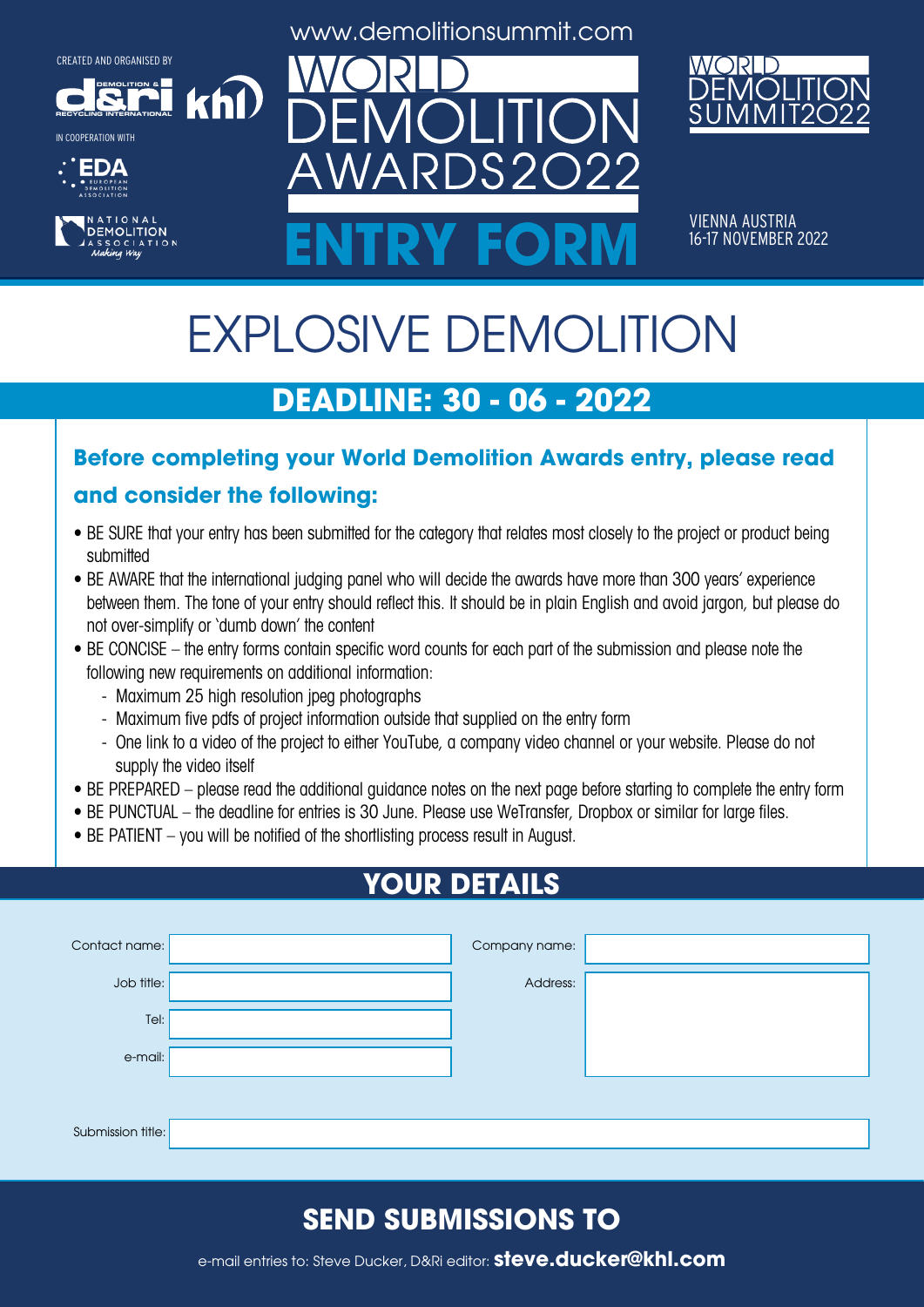CREATED AND ORGANISED BY

IN COOPERATION WITH

www.demolitionsummit.com

# WORLD DEMOLITION AWARDS 2022

# ENTRY FORM

WORLD DEMOLITION SUMMIT 2022

VIENNA AUSTRIA
16-17 NOVEMBER 2022

# EXPLOSIVE DEMOLITION

## DEADLINE: 30 - 06 - 2022

### Before completing your World Demolition Awards entry, please read and consider the following:

- BE SURE that your entry has been submitted for the category that relates most closely to the project or product being submitted
- BE AWARE that the international judging panel who will decide the awards have more than 300 years' experience between them. The tone of your entry should reflect this. It should be in plain English and avoid jargon, but please do not over-simplify or 'dumb down' the content
- BE CONCISE – the entry forms contain specific word counts for each part of the submission and please note the following new requirements on additional information:
  - Maximum 25 high resolution jpeg photographs
  - Maximum five pdfs of project information outside that supplied on the entry form
  - One link to a video of the project to either YouTube, a company video channel or your website. Please do not supply the video itself
- BE PREPARED – please read the additional guidance notes on the next page before starting to complete the entry form
- BE PUNCTUAL – the deadline for entries is 30 June. Please use WeTransfer, Dropbox or similar for large files.
- BE PATIENT – you will be notified of the shortlisting process result in August.

## YOUR DETAILS

Contact name:

Job title:

Tel:

e-mail:

Company name:

Address:

Submission title:

## SEND SUBMISSIONS TO

e-mail entries to: Steve Ducker, D&Ri editor: **steve.ducker@khl.com**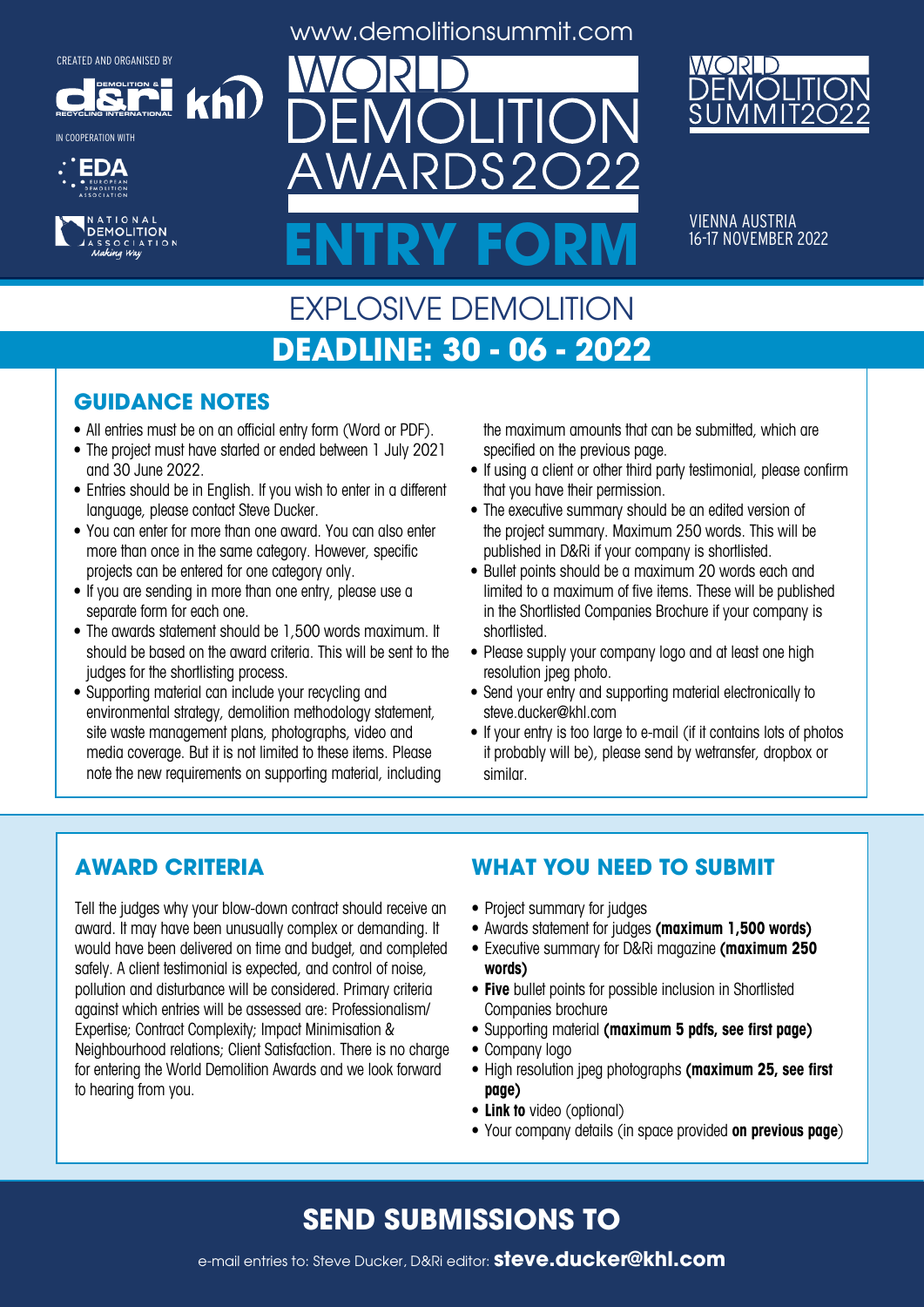CREATED AND ORGANISED BY

IN COOPERATION WITH

www.demolitionsummit.com

# WORLD DEMOLITION AWARDS2022

# ENTRY FORM

WORLD DEMOLITION SUMMIT2022

VIENNA AUSTRIA
16-17 NOVEMBER 2022

## EXPLOSIVE DEMOLITION

## DEADLINE: 30 - 06 - 2022

### GUIDANCE NOTES

- All entries must be on an official entry form (Word or PDF).
- The project must have started or ended between 1 July 2021 and 30 June 2022.
- Entries should be in English. If you wish to enter in a different language, please contact Steve Ducker.
- You can enter for more than one award. You can also enter more than once in the same category. However, specific projects can be entered for one category only.
- If you are sending in more than one entry, please use a separate form for each one.
- The awards statement should be 1,500 words maximum. It should be based on the award criteria. This will be sent to the judges for the shortlisting process.
- Supporting material can include your recycling and environmental strategy, demolition methodology statement, site waste management plans, photographs, video and media coverage. But it is not limited to these items. Please note the new requirements on supporting material, including the maximum amounts that can be submitted, which are specified on the previous page.
- If using a client or other third party testimonial, please confirm that you have their permission.
- The executive summary should be an edited version of the project summary. Maximum 250 words. This will be published in D&Ri if your company is shortlisted.
- Bullet points should be a maximum 20 words each and limited to a maximum of five items. These will be published in the Shortlisted Companies Brochure if your company is shortlisted.
- Please supply your company logo and at least one high resolution jpeg photo.
- Send your entry and supporting material electronically to steve.ducker@khl.com
- If your entry is too large to e-mail (if it contains lots of photos it probably will be), please send by wetransfer, dropbox or similar.

### AWARD CRITERIA

Tell the judges why your blow-down contract should receive an award. It may have been unusually complex or demanding. It would have been delivered on time and budget, and completed safely. A client testimonial is expected, and control of noise, pollution and disturbance will be considered. Primary criteria against which entries will be assessed are: Professionalism/ Expertise; Contract Complexity; Impact Minimisation & Neighbourhood relations; Client Satisfaction. There is no charge for entering the World Demolition Awards and we look forward to hearing from you.

### WHAT YOU NEED TO SUBMIT

- Project summary for judges
- Awards statement for judges **(maximum 1,500 words)**
- Executive summary for D&Ri magazine **(maximum 250 words)**
- **Five** bullet points for possible inclusion in Shortlisted Companies brochure
- Supporting material **(maximum 5 pdfs, see first page)**
- Company logo
- High resolution jpeg photographs **(maximum 25, see first page)**
- **Link to** video (optional)
- Your company details (in space provided **on previous page**)

## SEND SUBMISSIONS TO

e-mail entries to: Steve Ducker, D&Ri editor: **steve.ducker@khl.com**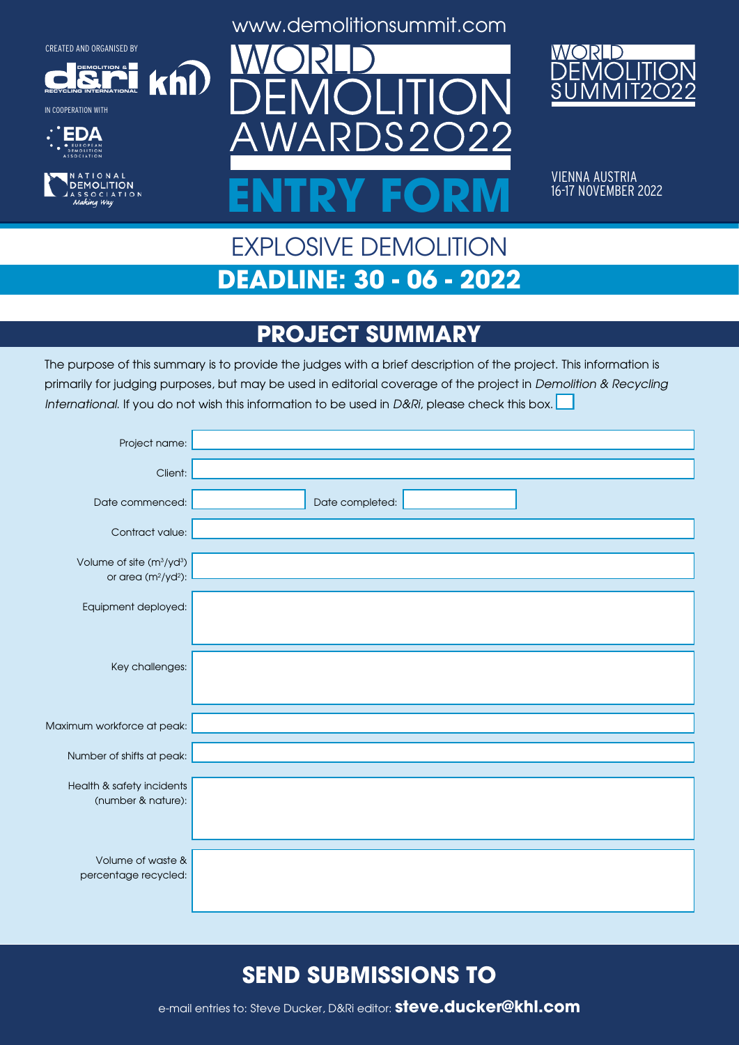CREATED AND ORGANISED BY

IN COOPERATION WITH

www.demolitionsummit.com

# WORLD DEMOLITION AWARDS2022

# ENTRY FORM

WORLD DEMOLITION SUMMIT2022

VIENNA AUSTRIA
16-17 NOVEMBER 2022

## EXPLOSIVE DEMOLITION

## DEADLINE: 30 - 06 - 2022

## PROJECT SUMMARY

The purpose of this summary is to provide the judges with a brief description of the project. This information is primarily for judging purposes, but may be used in editorial coverage of the project in *Demolition & Recycling International.* If you do not wish this information to be used in *D&Ri*, please check this box. ☐

Project name:

Client:

Date commenced: Date completed:

Contract value:

Volume of site ($m^3/yd^3$) or area ($m^2/yd^2$):

Equipment deployed:

Key challenges:

Maximum workforce at peak:

Number of shifts at peak:

Health & safety incidents (number & nature):

Volume of waste & percentage recycled:

## SEND SUBMISSIONS TO

e-mail entries to: Steve Ducker, D&Ri editor: **steve.ducker@khl.com**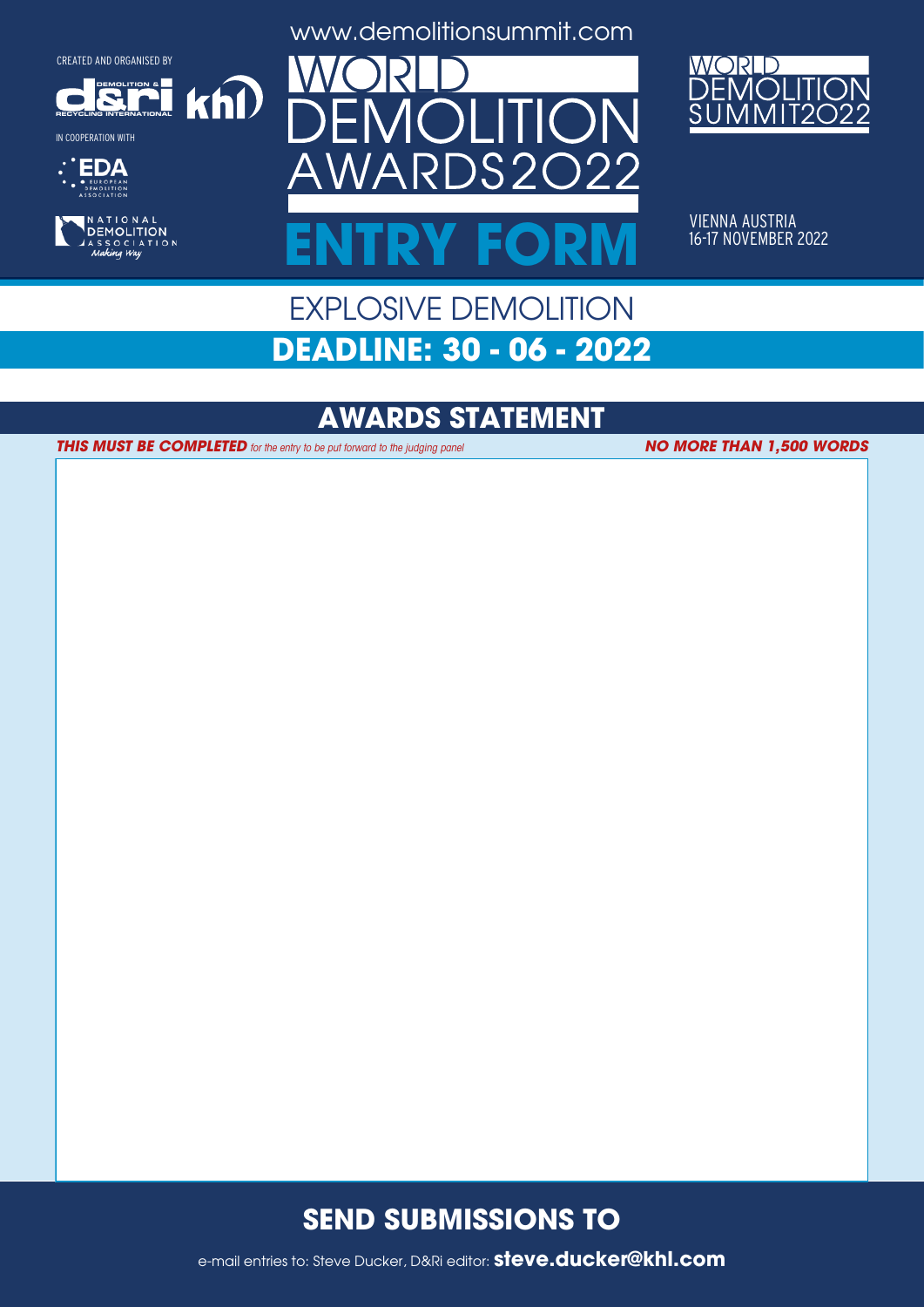CREATED AND ORGANISED BY

IN COOPERATION WITH

www.demolitionsummit.com

# WORLD DEMOLITION AWARDS2022

# ENTRY FORM

WORLD DEMOLITION SUMMIT2022

VIENNA AUSTRIA
16-17 NOVEMBER 2022

## EXPLOSIVE DEMOLITION

## DEADLINE: 30 - 06 - 2022

## AWARDS STATEMENT

***THIS MUST BE COMPLETED*** *for the entry to be put forward to the judging panel* ***NO MORE THAN 1,500 WORDS***

## SEND SUBMISSIONS TO

e-mail entries to: Steve Ducker, D&Ri editor: **steve.ducker@khl.com**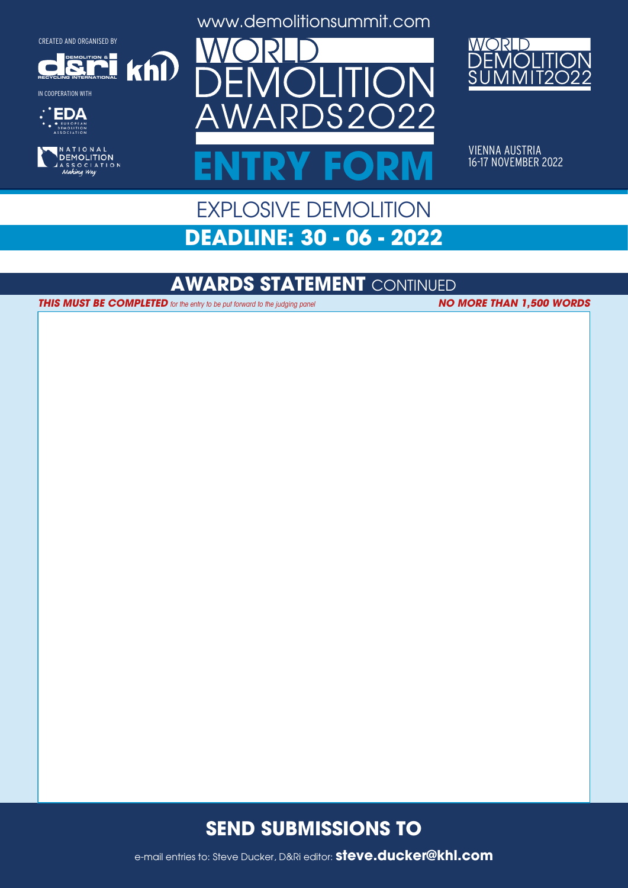CREATED AND ORGANISED BY

IN COOPERATION WITH

www.demolitionsummit.com

# WORLD DEMOLITION AWARDS2022

# ENTRY FORM

WORLD DEMOLITION SUMMIT2022

VIENNA AUSTRIA
16-17 NOVEMBER 2022

## EXPLOSIVE DEMOLITION

## DEADLINE: 30 - 06 - 2022

## AWARDS STATEMENT CONTINUED

***THIS MUST BE COMPLETED*** *for the entry to be put forward to the judging panel* ***NO MORE THAN 1,500 WORDS***

## SEND SUBMISSIONS TO

e-mail entries to: Steve Ducker, D&Ri editor: **steve.ducker@khl.com**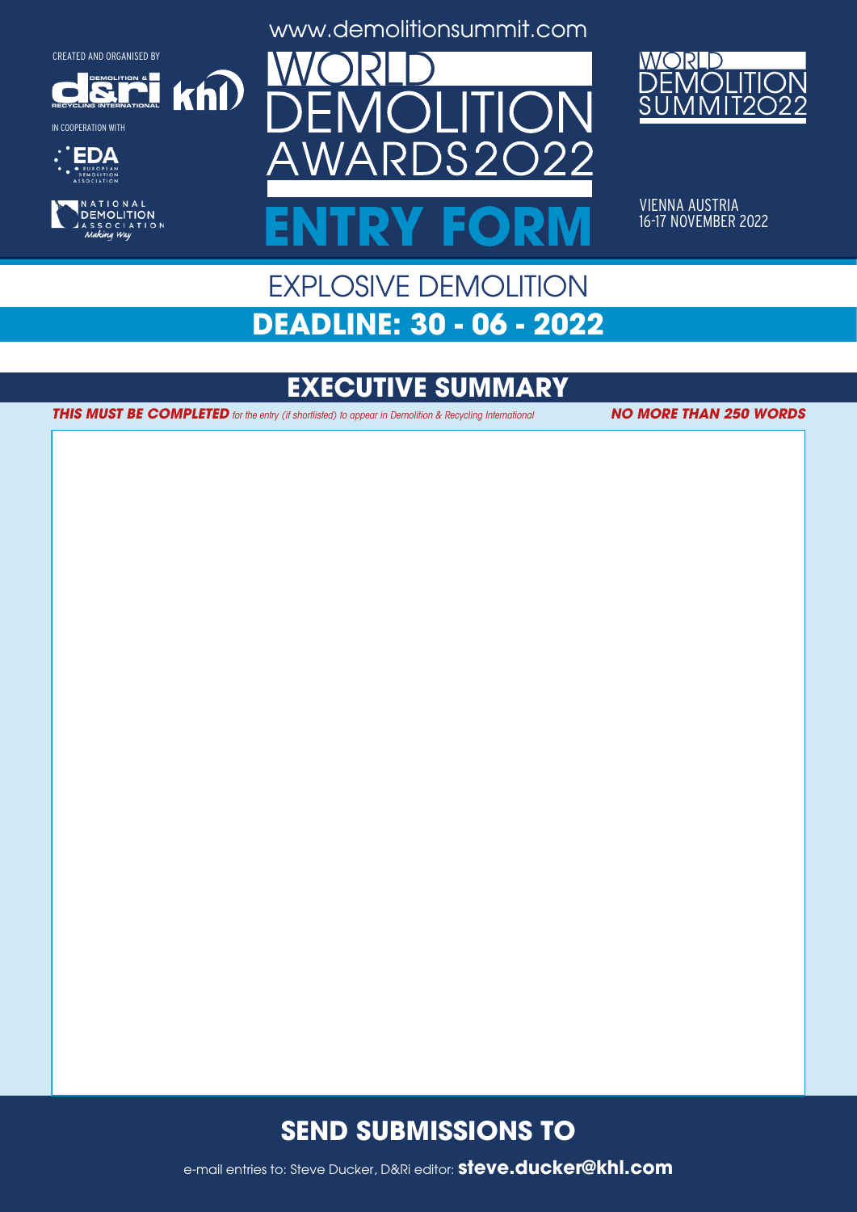CREATED AND ORGANISED BY

IN COOPERATION WITH

www.demolitionsummit.com

# WORLD DEMOLITION AWARDS2022

# ENTRY FORM

WORLD DEMOLITION SUMMIT2022

VIENNA AUSTRIA
16-17 NOVEMBER 2022

## EXPLOSIVE DEMOLITION

**DEADLINE: 30 - 06 - 2022**

## EXECUTIVE SUMMARY

***THIS MUST BE COMPLETED*** *for the entry (if shortlisted) to appear in Demolition & Recycling International* ***NO MORE THAN 250 WORDS***

## SEND SUBMISSIONS TO

e-mail entries to: Steve Ducker, D&Ri editor: **steve.ducker@khl.com**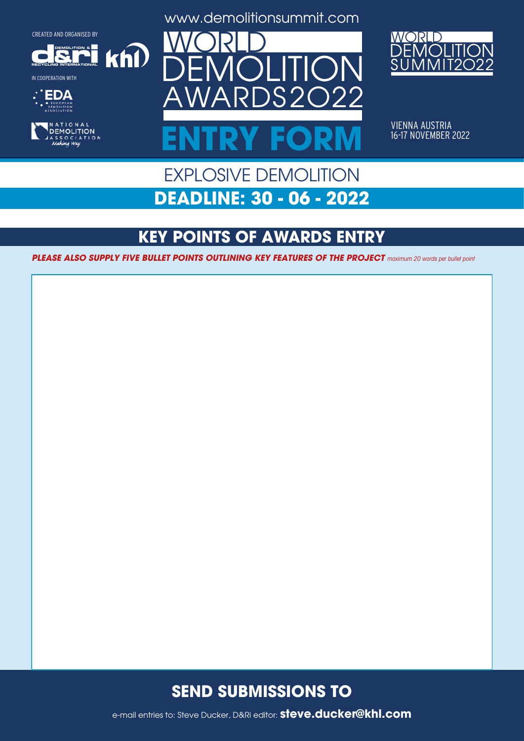CREATED AND ORGANISED BY

IN COOPERATION WITH

www.demolitionsummit.com

# WORLD DEMOLITION AWARDS 2022

# ENTRY FORM

WORLD DEMOLITION SUMMIT 2022

VIENNA AUSTRIA
16-17 NOVEMBER 2022

## EXPLOSIVE DEMOLITION

## DEADLINE: 30 - 06 - 2022

## KEY POINTS OF AWARDS ENTRY

***PLEASE ALSO SUPPLY FIVE BULLET POINTS OUTLINING KEY FEATURES OF THE PROJECT*** *maximum 20 words per bullet point*

## SEND SUBMISSIONS TO

e-mail entries to: Steve Ducker, D&Ri editor: **steve.ducker@khl.com**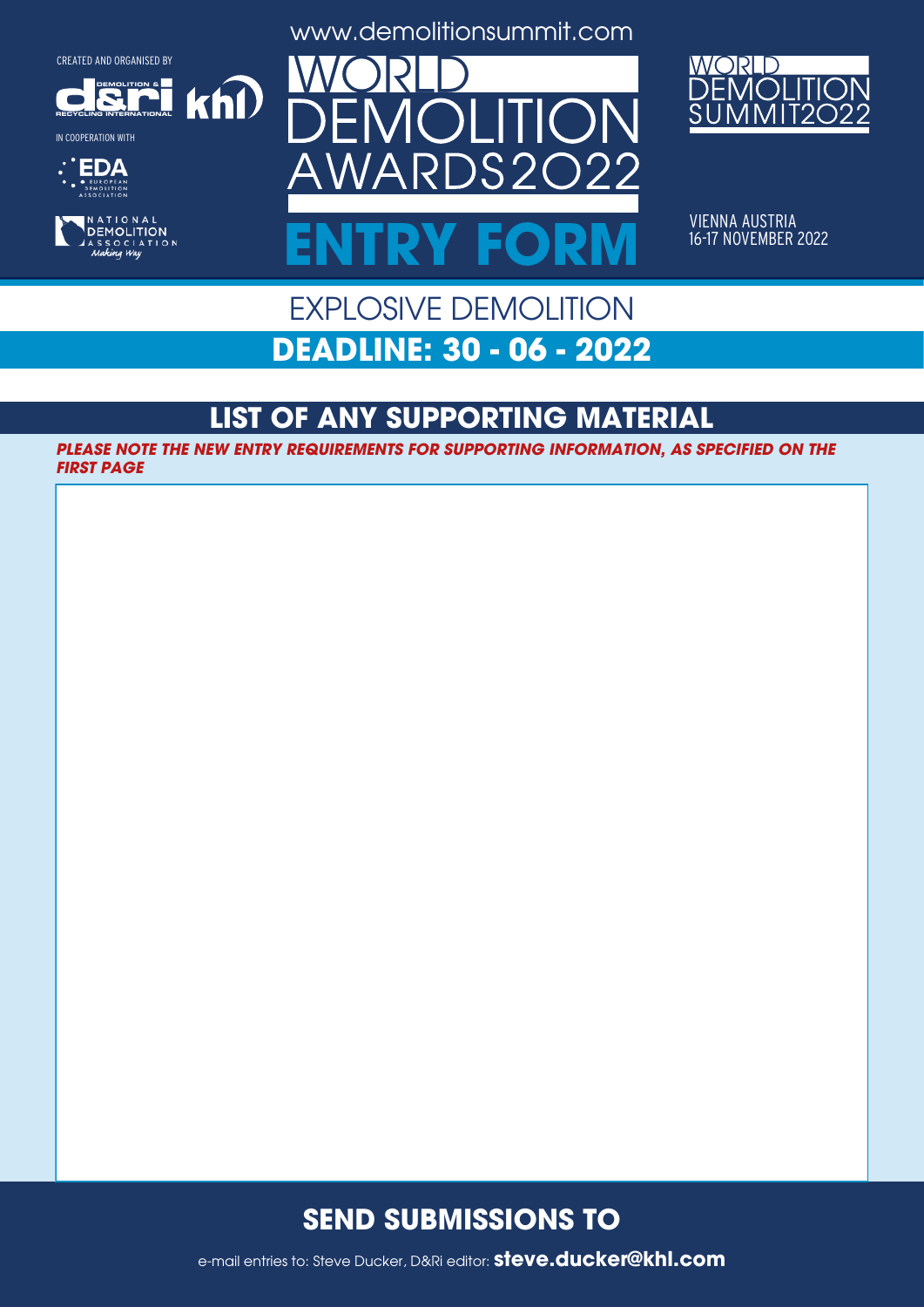CREATED AND ORGANISED BY

IN COOPERATION WITH

www.demolitionsummit.com

# WORLD DEMOLITION AWARDS2022

# ENTRY FORM

WORLD DEMOLITION SUMMIT2022

VIENNA AUSTRIA
16-17 NOVEMBER 2022

## EXPLOSIVE DEMOLITION

## DEADLINE: 30 - 06 - 2022

## LIST OF ANY SUPPORTING MATERIAL

***PLEASE NOTE THE NEW ENTRY REQUIREMENTS FOR SUPPORTING INFORMATION, AS SPECIFIED ON THE FIRST PAGE***

## SEND SUBMISSIONS TO

e-mail entries to: Steve Ducker, D&Ri editor: **steve.ducker@khl.com**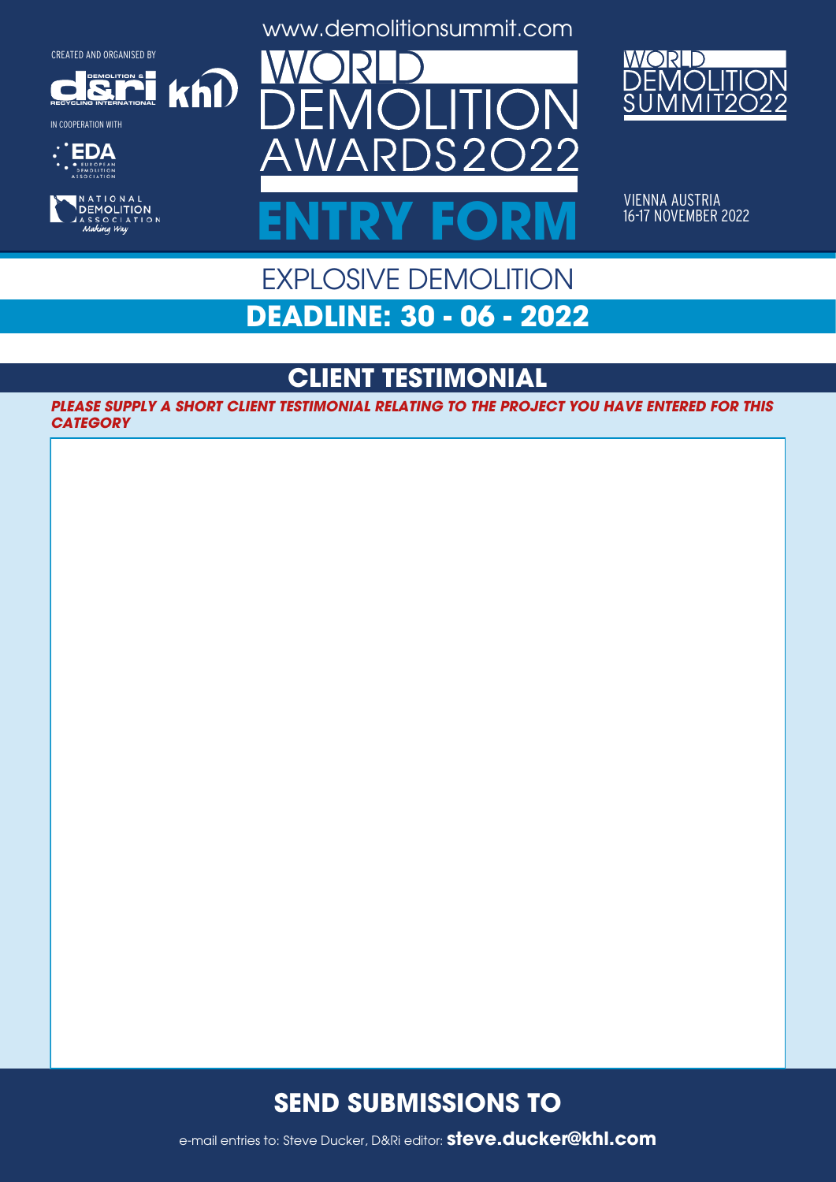CREATED AND ORGANISED BY

IN COOPERATION WITH

www.demolitionsummit.com

# WORLD DEMOLITION AWARDS2022

# ENTRY FORM

WORLD DEMOLITION SUMMIT2022

VIENNA AUSTRIA
16-17 NOVEMBER 2022

## EXPLOSIVE DEMOLITION

**DEADLINE: 30 - 06 - 2022**

## CLIENT TESTIMONIAL

***PLEASE SUPPLY A SHORT CLIENT TESTIMONIAL RELATING TO THE PROJECT YOU HAVE ENTERED FOR THIS CATEGORY***

## SEND SUBMISSIONS TO

e-mail entries to: Steve Ducker, D&Ri editor: **steve.ducker@khl.com**